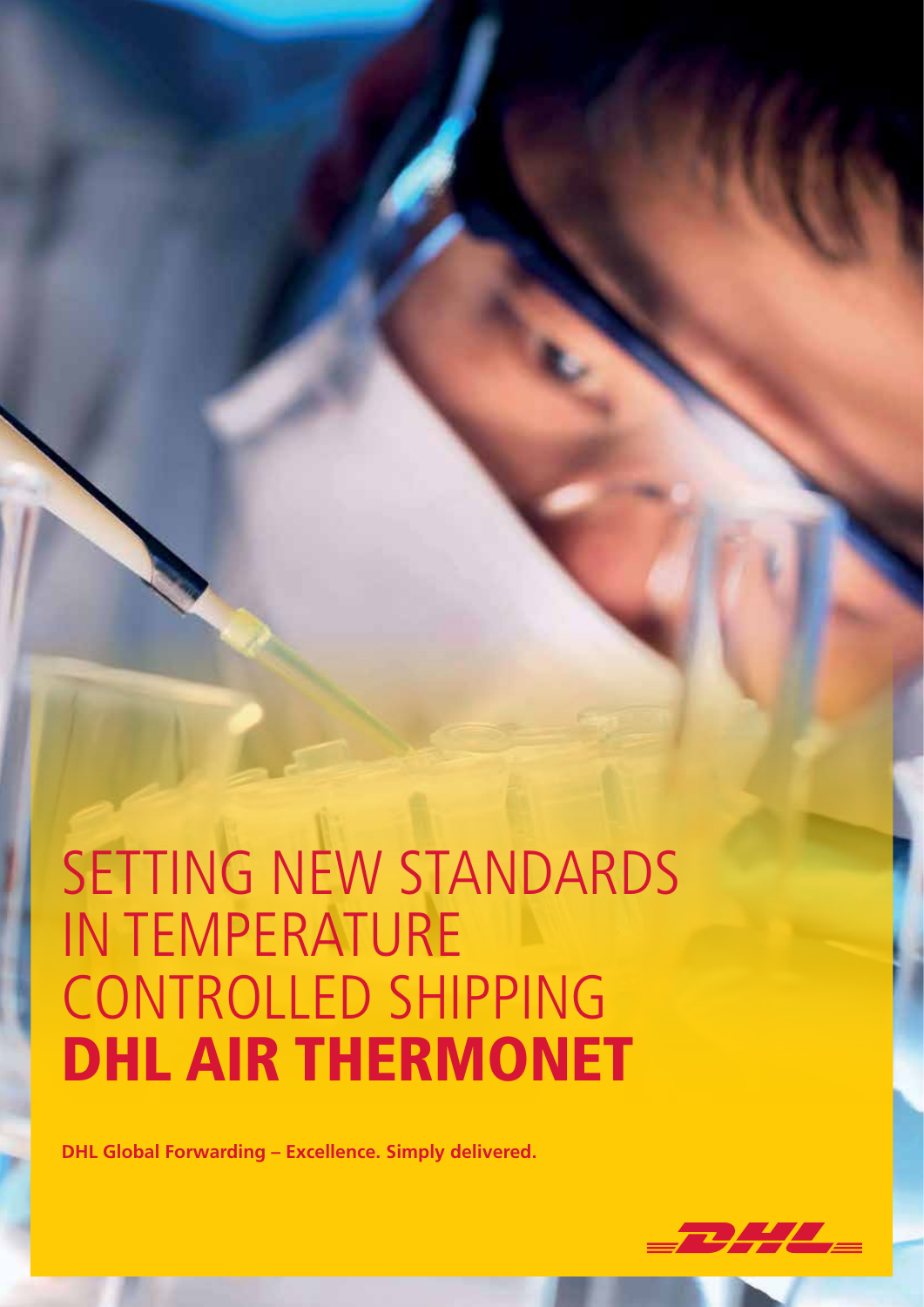# SETTING NEW STANDARDS IN TEMPERATURE CONTROLLED SHIPPING
# DHL AIR THERMONET

**DHL Global Forwarding – Excellence. Simply delivered.**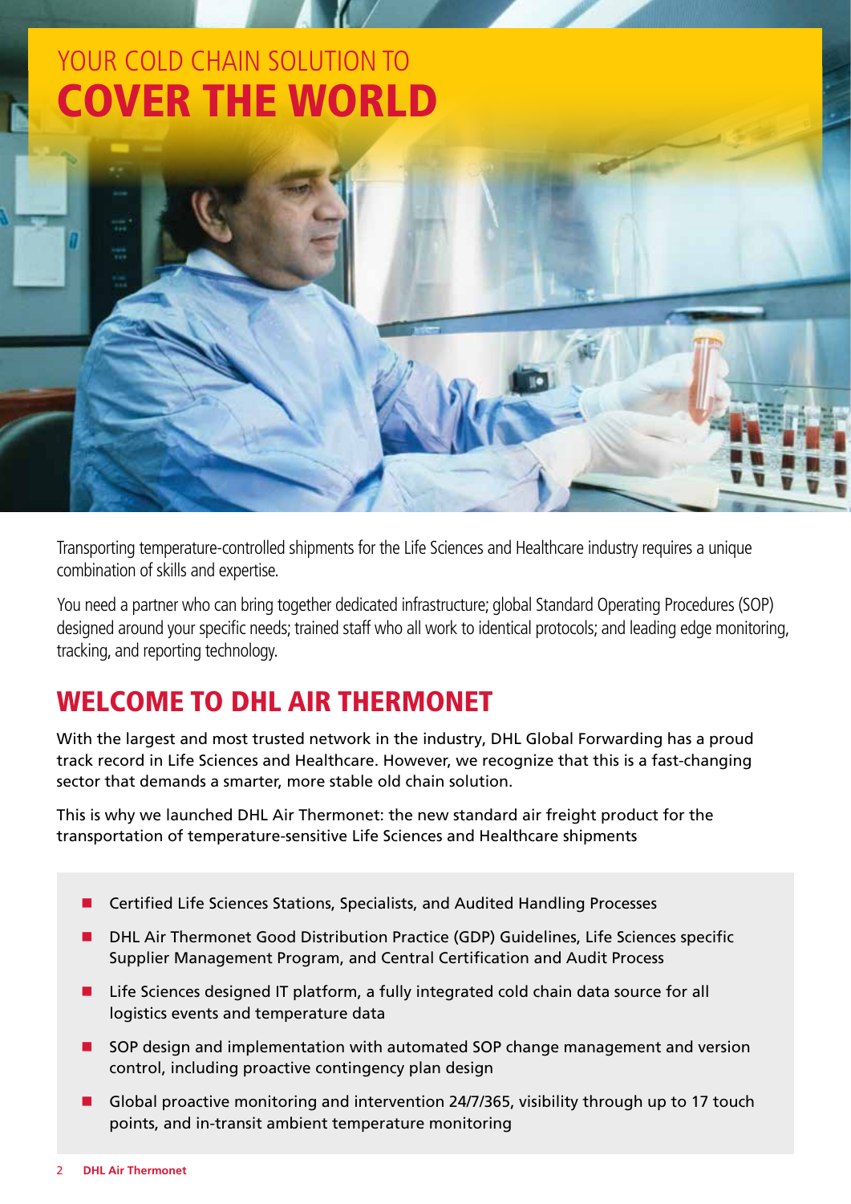# YOUR COLD CHAIN SOLUTION TO COVER THE WORLD

Transporting temperature-controlled shipments for the Life Sciences and Healthcare industry requires a unique combination of skills and expertise.

You need a partner who can bring together dedicated infrastructure; global Standard Operating Procedures (SOP) designed around your specific needs; trained staff who all work to identical protocols; and leading edge monitoring, tracking, and reporting technology.

## WELCOME TO DHL AIR THERMONET

With the largest and most trusted network in the industry, DHL Global Forwarding has a proud track record in Life Sciences and Healthcare. However, we recognize that this is a fast-changing sector that demands a smarter, more stable old chain solution.

This is why we launched DHL Air Thermonet: the new standard air freight product for the transportation of temperature-sensitive Life Sciences and Healthcare shipments

- Certified Life Sciences Stations, Specialists, and Audited Handling Processes
- DHL Air Thermonet Good Distribution Practice (GDP) Guidelines, Life Sciences specific Supplier Management Program, and Central Certification and Audit Process
- Life Sciences designed IT platform, a fully integrated cold chain data source for all logistics events and temperature data
- SOP design and implementation with automated SOP change management and version control, including proactive contingency plan design
- Global proactive monitoring and intervention 24/7/365, visibility through up to 17 touch points, and in-transit ambient temperature monitoring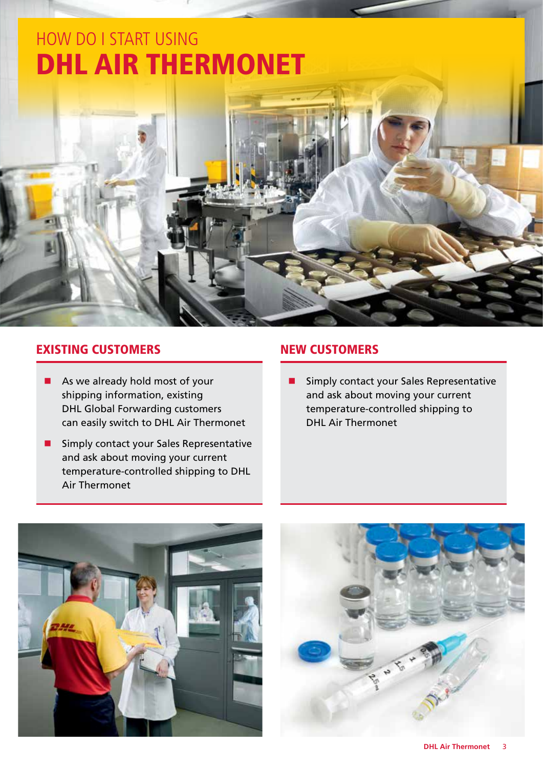# HOW DO I START USING DHL AIR THERMONET

## EXISTING CUSTOMERS

- As we already hold most of your shipping information, existing DHL Global Forwarding customers can easily switch to DHL Air Thermonet
- Simply contact your Sales Representative and ask about moving your current temperature-controlled shipping to DHL Air Thermonet

## NEW CUSTOMERS

- Simply contact your Sales Representative and ask about moving your current temperature-controlled shipping to DHL Air Thermonet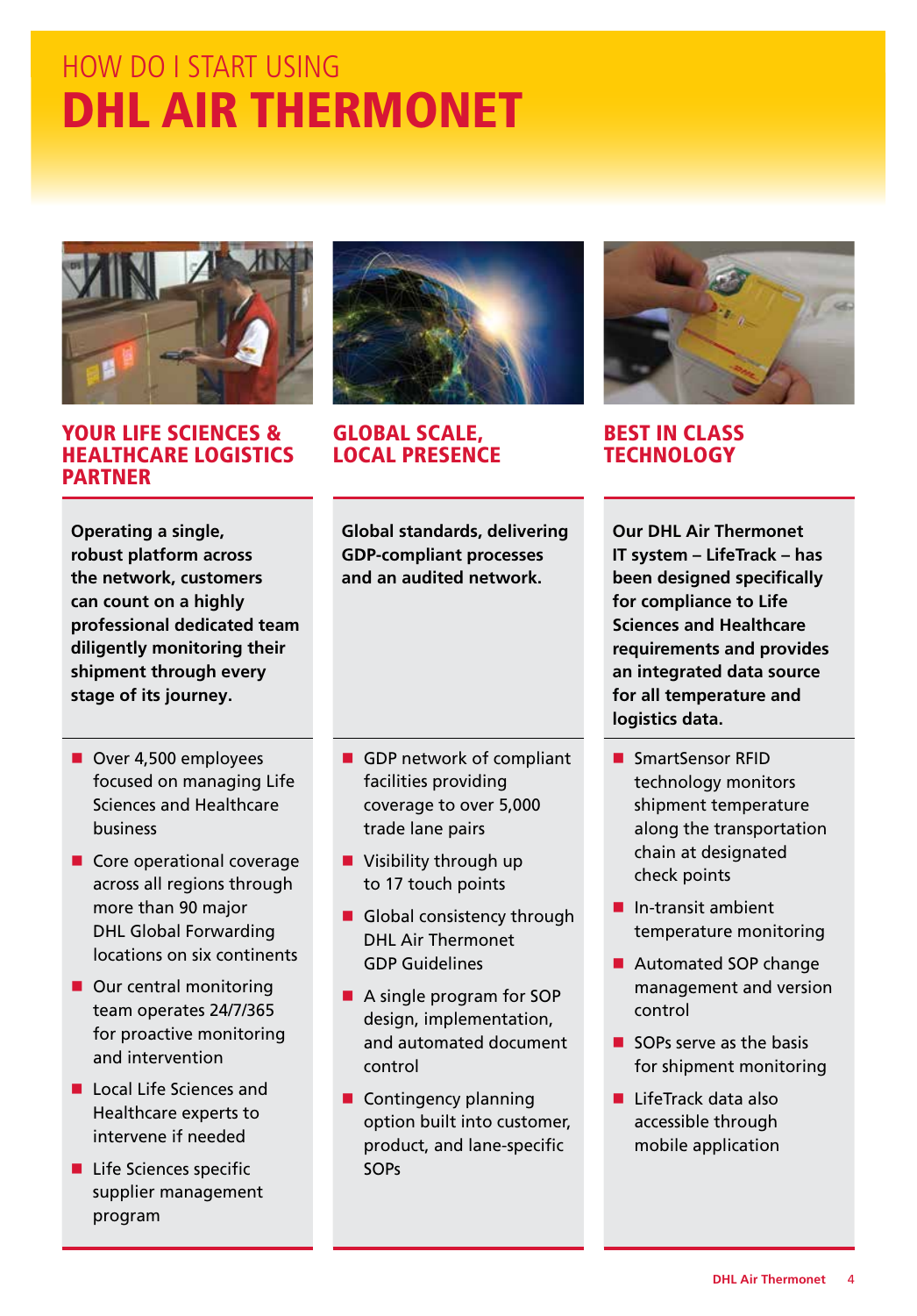# HOW DO I START USING DHL AIR THERMONET

## YOUR LIFE SCIENCES & HEALTHCARE LOGISTICS PARTNER

**Operating a single, robust platform across the network, customers can count on a highly professional dedicated team diligently monitoring their shipment through every stage of its journey.**

- Over 4,500 employees focused on managing Life Sciences and Healthcare business
- Core operational coverage across all regions through more than 90 major DHL Global Forwarding locations on six continents
- Our central monitoring team operates 24/7/365 for proactive monitoring and intervention
- Local Life Sciences and Healthcare experts to intervene if needed
- Life Sciences specific supplier management program

## GLOBAL SCALE, LOCAL PRESENCE

**Global standards, delivering GDP-compliant processes and an audited network.**

- GDP network of compliant facilities providing coverage to over 5,000 trade lane pairs
- Visibility through up to 17 touch points
- Global consistency through DHL Air Thermonet GDP Guidelines
- A single program for SOP design, implementation, and automated document control
- Contingency planning option built into customer, product, and lane-specific SOPs

## BEST IN CLASS TECHNOLOGY

**Our DHL Air Thermonet IT system – LifeTrack – has been designed specifically for compliance to Life Sciences and Healthcare requirements and provides an integrated data source for all temperature and logistics data.**

- SmartSensor RFID technology monitors shipment temperature along the transportation chain at designated check points
- In-transit ambient temperature monitoring
- Automated SOP change management and version control
- SOPs serve as the basis for shipment monitoring
- LifeTrack data also accessible through mobile application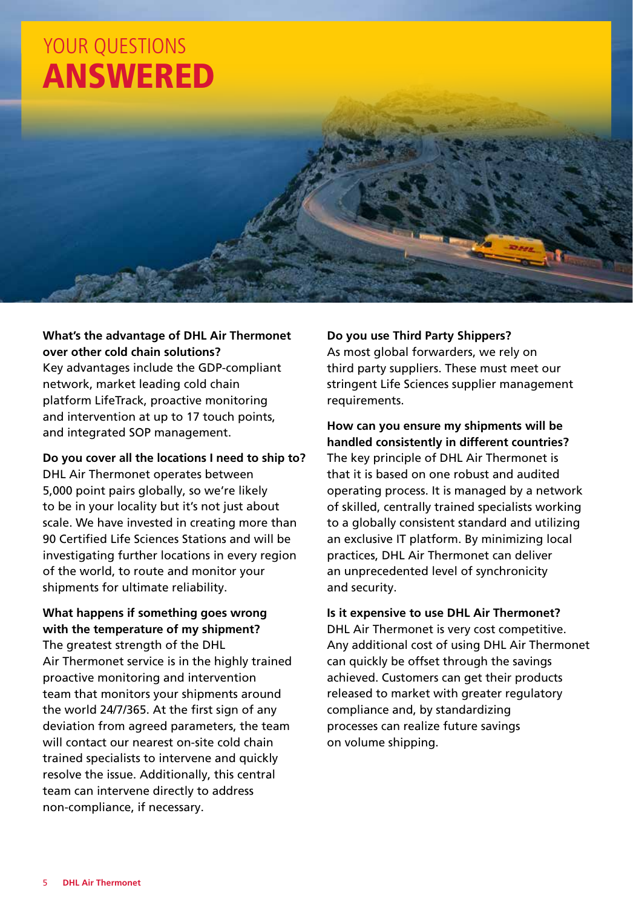# YOUR QUESTIONS ANSWERED

**What's the advantage of DHL Air Thermonet over other cold chain solutions?**
Key advantages include the GDP-compliant network, market leading cold chain platform LifeTrack, proactive monitoring and intervention at up to 17 touch points, and integrated SOP management.

**Do you cover all the locations I need to ship to?**
DHL Air Thermonet operates between 5,000 point pairs globally, so we're likely to be in your locality but it's not just about scale. We have invested in creating more than 90 Certified Life Sciences Stations and will be investigating further locations in every region of the world, to route and monitor your shipments for ultimate reliability.

**What happens if something goes wrong with the temperature of my shipment?**
The greatest strength of the DHL Air Thermonet service is in the highly trained proactive monitoring and intervention team that monitors your shipments around the world 24/7/365. At the first sign of any deviation from agreed parameters, the team will contact our nearest on-site cold chain trained specialists to intervene and quickly resolve the issue. Additionally, this central team can intervene directly to address non-compliance, if necessary.

**Do you use Third Party Shippers?**
As most global forwarders, we rely on third party suppliers. These must meet our stringent Life Sciences supplier management requirements.

**How can you ensure my shipments will be handled consistently in different countries?**
The key principle of DHL Air Thermonet is that it is based on one robust and audited operating process. It is managed by a network of skilled, centrally trained specialists working to a globally consistent standard and utilizing an exclusive IT platform. By minimizing local practices, DHL Air Thermonet can deliver an unprecedented level of synchronicity and security.

**Is it expensive to use DHL Air Thermonet?**
DHL Air Thermonet is very cost competitive. Any additional cost of using DHL Air Thermonet can quickly be offset through the savings achieved. Customers can get their products released to market with greater regulatory compliance and, by standardizing processes can realize future savings on volume shipping.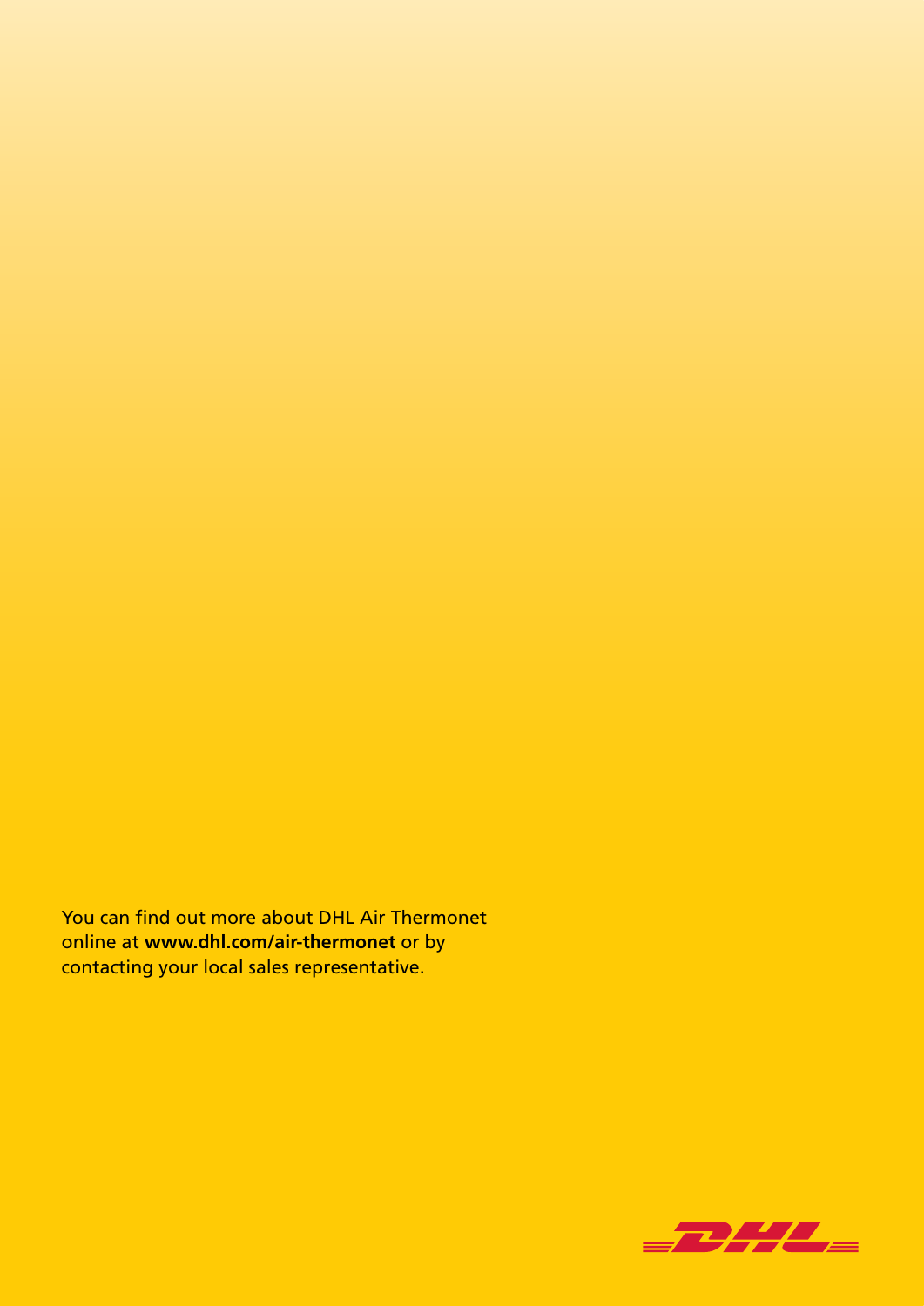You can find out more about DHL Air Thermonet online at **www.dhl.com/air-thermonet** or by contacting your local sales representative.